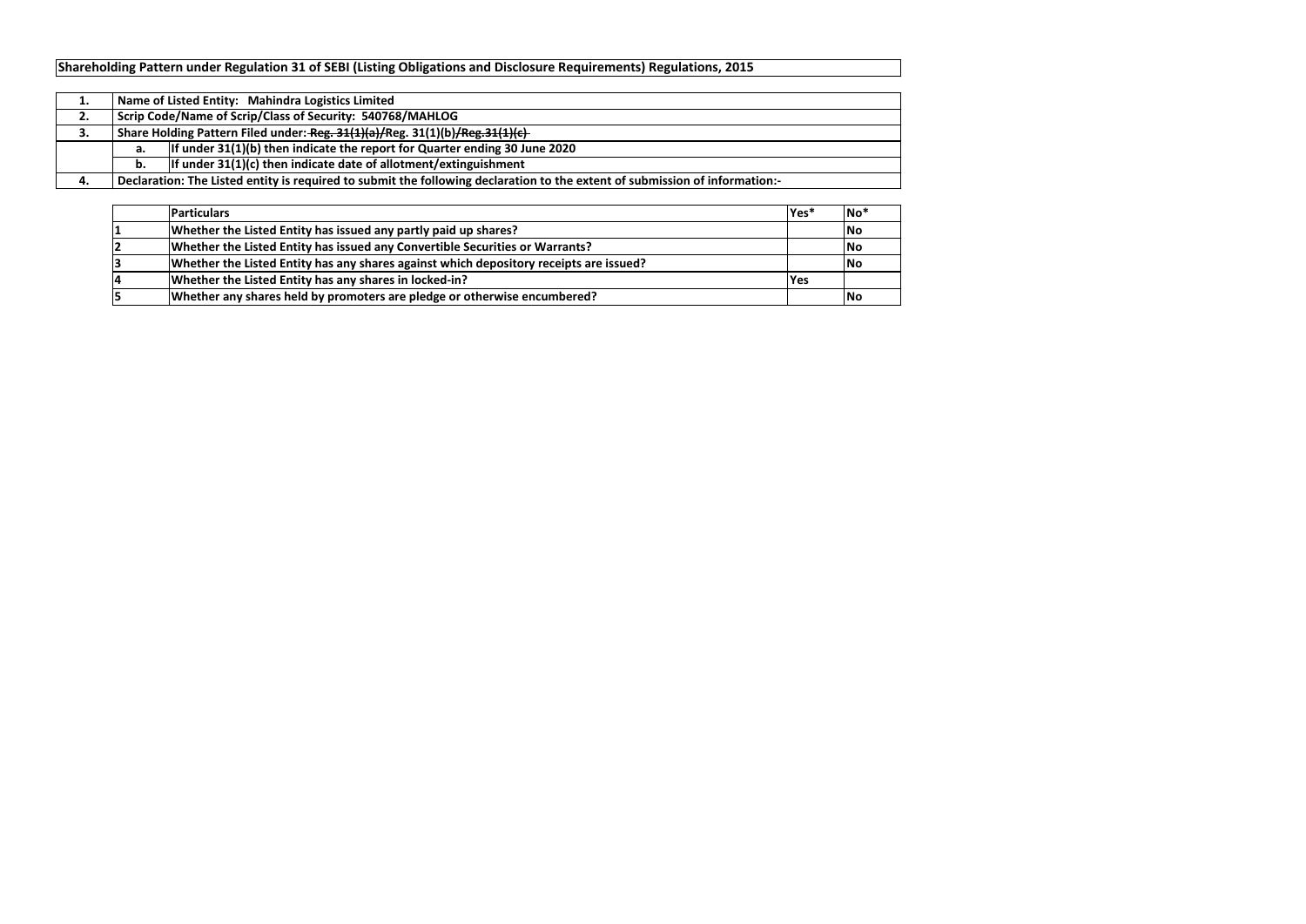**Shareholding Pattern under Regulation 31 of SEBI (Listing Obligations and Disclosure Requirements) Regulations, 2015**

| | | |
|---|---|---|
| **1.** | **Name of Listed Entity: Mahindra Logistics Limited** | |
| **2.** | **Scrip Code/Name of Scrip/Class of Security: 540768/MAHLOG** | |
| **3.** | **Share Holding Pattern Filed under: ~~Reg. 31(1)(a)/~~Reg. 31(1)(b)~~/Reg.31(1)(c)~~** | |
| | **a.** | **If under 31(1)(b) then indicate the report for Quarter ending 30 June 2020** |
| | **b.** | **If under 31(1)(c) then indicate date of allotment/extinguishment** |
| **4.** | **Declaration: The Listed entity is required to submit the following declaration to the extent of submission of information:-** | |

| | Particulars | Yes* | No* |
|---|---|---|---|
| 1 | Whether the Listed Entity has issued any partly paid up shares? | | No |
| 2 | Whether the Listed Entity has issued any Convertible Securities or Warrants? | | No |
| 3 | Whether the Listed Entity has any shares against which depository receipts are issued? | | No |
| 4 | Whether the Listed Entity has any shares in locked-in? | Yes | |
| 5 | Whether any shares held by promoters are pledge or otherwise encumbered? | | No |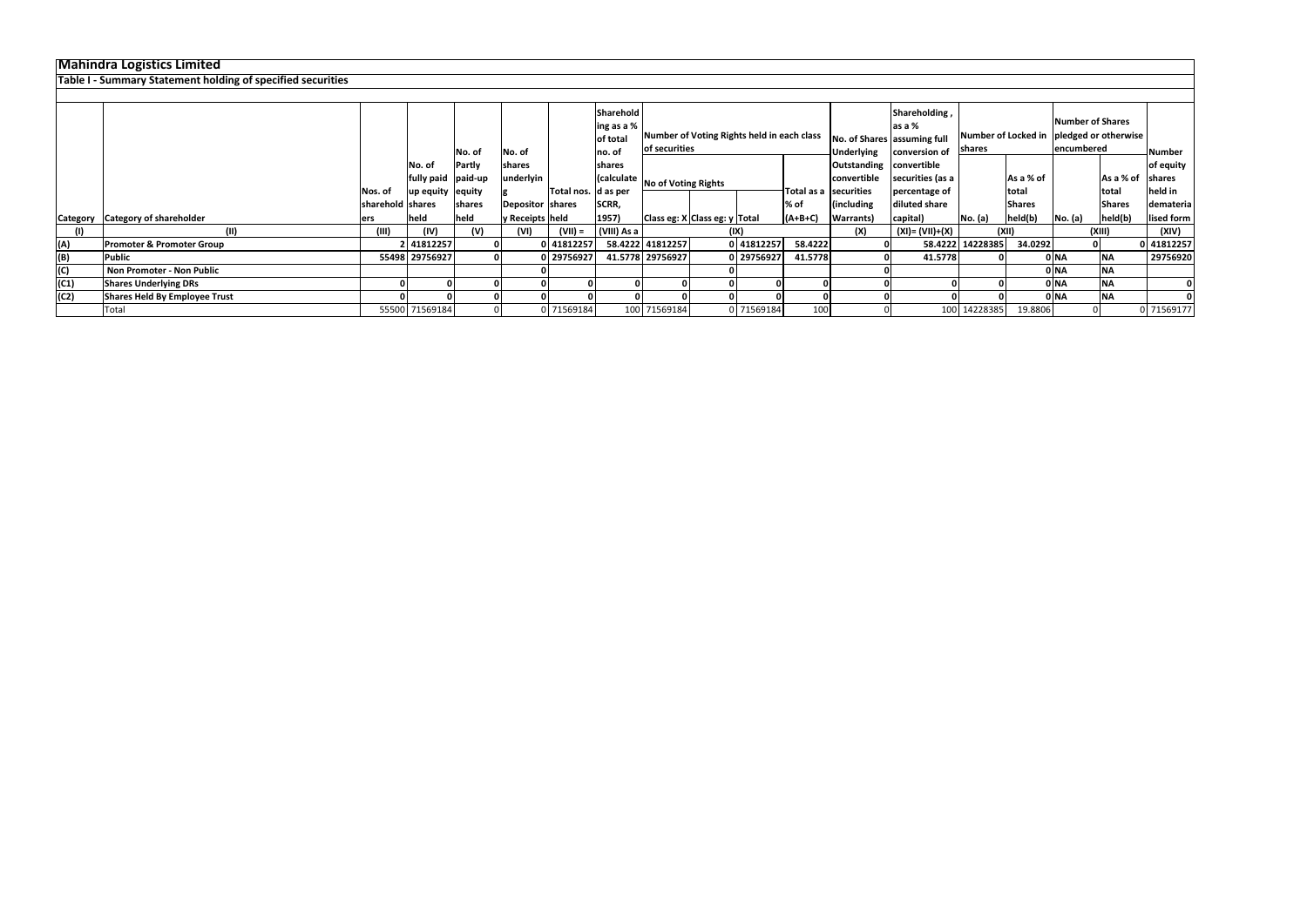# Mahindra Logistics Limited

## Table I - Summary Statement holding of specified securities

| Category | Category of shareholder | Nos. of shareholders | No. of fully paid up equity shares held | No. of Partly paid-up equity shares held | No. of shares underlying Depository Receipts | Total nos. shares held | Shareholding as a % of total no. of shares (calculated as per SCRR, 1957) | Number of Voting Rights held in each class of securities | | | | No. of Shares Underlying Outstanding convertible securities (including Warrants) | Shareholding, as a % assuming full conversion of convertible securities (as a percentage of diluted share capital) | Number of Locked in shares | | Number of Shares pledged or otherwise encumbered | | Number of equity shares held in dematerialised form |
|---|---|---|---|---|---|---|---|---|---|---|---|---|---|---|---|---|---|---|
| | | | | | | | | No of Voting Rights | | | Total as a % of (A+B+C) | | | No. (a) | As a % of total Shares held(b) | No. (a) | As a % of total Shares held(b) | |
| | | | | | | | | Class eg: X | Class eg: y | Total | | | | | | | | |
| (I) | (II) | (III) | (IV) | (V) | (VI) | (VII) = | (VIII) As a | (IX) | | | | (X) | (XI)= (VII)+(X) | (XII) | | (XIII) | | (XIV) |
| (A) | **Promoter & Promoter Group** | 2 | 41812257 | 0 | 0 | 41812257 | 58.4222 | 41812257 | 0 | 41812257 | 58.4222 | 0 | 58.4222 | 14228385 | 34.0292 | 0 | | 41812257 |
| (B) | **Public** | 55498 | 29756927 | 0 | 0 | 29756927 | 41.5778 | 29756927 | 0 | 29756927 | 41.5778 | 0 | 41.5778 | 0 | 0 | NA | NA | 29756920 |
| (C) | **Non Promoter - Non Public** | | | | 0 | | | | 0 | | | 0 | | | 0 | NA | NA | |
| (C1) | **Shares Underlying DRs** | 0 | 0 | 0 | 0 | 0 | 0 | 0 | 0 | 0 | 0 | 0 | 0 | 0 | 0 | NA | NA | 0 |
| (C2) | **Shares Held By Employee Trust** | 0 | 0 | 0 | 0 | 0 | 0 | 0 | 0 | 0 | 0 | 0 | 0 | 0 | 0 | NA | NA | 0 |
| | Total | 55500 | 71569184 | 0 | 0 | 71569184 | 100 | 71569184 | 0 | 71569184 | 100 | 0 | 100 | 14228385 | 19.8806 | 0 | | 71569177 |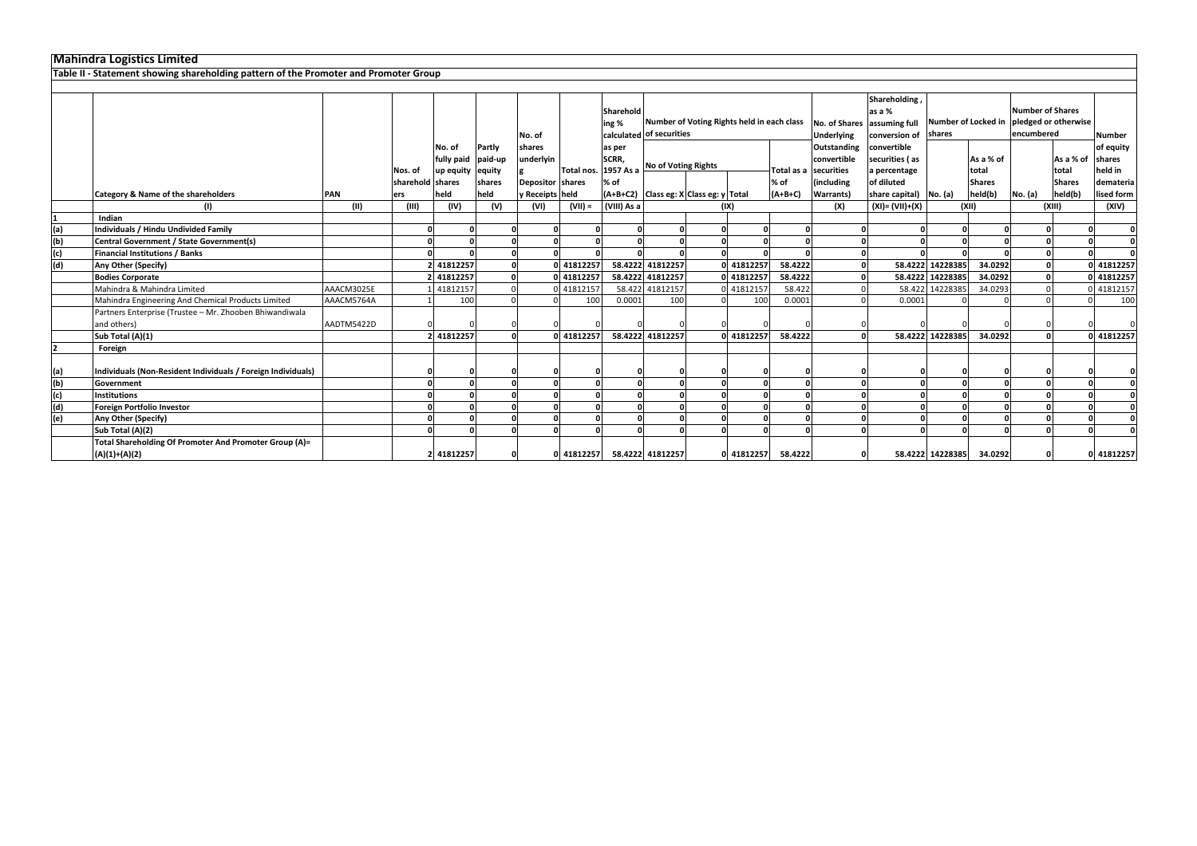# Mahindra Logistics Limited

## Table II - Statement showing shareholding pattern of the Promoter and Promoter Group

| | Category & Name of the shareholders | PAN | Nos. of shareholders | No. of fully paid up equity shares held | Partly paid-up equity shares held | No. of shares underlying Depository Receipts | Total nos. shares held | Shareholding % calculated as per SCRR, 1957 As a % of (A+B+C2) | Number of Voting Rights held in each class of securities | | | | No. of Shares Underlying Outstanding convertible securities (including Warrants) | Shareholding , as a % assuming full conversion of convertible securities ( as a percentage of diluted share capital) | Number of Locked in shares | | Number of Shares pledged or otherwise encumbered | | Number of equity shares held in dematerialised form |
|---|---|---|---|---|---|---|---|---|---|---|---|---|---|---|---|---|---|---|---|
| | | | | | | | | | No of Voting Rights | | | Total as a % of (A+B+C) | | | No. (a) | As a % of total Shares held(b) | No. (a) | As a % of total Shares held(b) | |
| | | | | | | | | | Class eg: X | Class eg: y | Total | | | | | | | | |
| | (I) | (II) | (III) | (IV) | (V) | (VI) | (VII) = | (VIII) As a | (IX) | | | | (X) | (XI)= (VII)+(X) | (XII) | | (XIII) | | (XIV) |
| 1 | **Indian** | | | | | | | | | | | | | | | | | | |
| (a) | **Individuals / Hindu Undivided Family** | | 0 | 0 | 0 | 0 | 0 | 0 | 0 | 0 | 0 | 0 | 0 | 0 | 0 | 0 | 0 | 0 | 0 |
| (b) | **Central Government / State Government(s)** | | 0 | 0 | 0 | 0 | 0 | 0 | 0 | 0 | 0 | 0 | 0 | 0 | 0 | 0 | 0 | 0 | 0 |
| (c) | **Financial Institutions / Banks** | | 0 | 0 | 0 | 0 | 0 | 0 | 0 | 0 | 0 | 0 | 0 | 0 | 0 | 0 | 0 | 0 | 0 |
| (d) | **Any Other (Specify)** | | 2 | 41812257 | 0 | 0 | 41812257 | 58.4222 | 41812257 | 0 | 41812257 | 58.4222 | 0 | 58.4222 | 14228385 | 34.0292 | 0 | 0 | 41812257 |
| | **Bodies Corporate** | | 2 | 41812257 | 0 | 0 | 41812257 | 58.4222 | 41812257 | 0 | 41812257 | 58.4222 | 0 | 58.4222 | 14228385 | 34.0292 | 0 | 0 | 41812257 |
| | Mahindra & Mahindra Limited | AAACM3025E | 1 | 41812157 | 0 | 0 | 41812157 | 58.422 | 41812157 | 0 | 41812157 | 58.422 | 0 | 58.422 | 14228385 | 34.0293 | 0 | 0 | 41812157 |
| | Mahindra Engineering And Chemical Products Limited | AAACM5764A | 1 | 100 | 0 | 0 | 100 | 0.0001 | 100 | 0 | 100 | 0.0001 | 0 | 0.0001 | 0 | 0 | 0 | 0 | 100 |
| | Partners Enterprise (Trustee – Mr. Zhooben Bhiwandiwala and others) | AADTM5422D | 0 | 0 | 0 | 0 | 0 | 0 | 0 | 0 | 0 | 0 | 0 | 0 | 0 | 0 | 0 | 0 | 0 |
| | Sub Total (A)(1) | | 2 | 41812257 | 0 | 0 | 41812257 | 58.4222 | 41812257 | 0 | 41812257 | 58.4222 | 0 | 58.4222 | 14228385 | 34.0292 | 0 | 0 | 41812257 |
| 2 | **Foreign** | | | | | | | | | | | | | | | | | | |
| (a) | **Individuals (Non-Resident Individuals / Foreign Individuals)** | | 0 | 0 | 0 | 0 | 0 | 0 | 0 | 0 | 0 | 0 | 0 | 0 | 0 | 0 | 0 | 0 | 0 |
| (b) | **Government** | | 0 | 0 | 0 | 0 | 0 | 0 | 0 | 0 | 0 | 0 | 0 | 0 | 0 | 0 | 0 | 0 | 0 |
| (c) | **Institutions** | | 0 | 0 | 0 | 0 | 0 | 0 | 0 | 0 | 0 | 0 | 0 | 0 | 0 | 0 | 0 | 0 | 0 |
| (d) | **Foreign Portfolio Investor** | | 0 | 0 | 0 | 0 | 0 | 0 | 0 | 0 | 0 | 0 | 0 | 0 | 0 | 0 | 0 | 0 | 0 |
| (e) | **Any Other (Specify)** | | 0 | 0 | 0 | 0 | 0 | 0 | 0 | 0 | 0 | 0 | 0 | 0 | 0 | 0 | 0 | 0 | 0 |
| | Sub Total (A)(2) | | 0 | 0 | 0 | 0 | 0 | 0 | 0 | 0 | 0 | 0 | 0 | 0 | 0 | 0 | 0 | 0 | 0 |
| | **Total Shareholding Of Promoter And Promoter Group (A)= (A)(1)+(A)(2)** | | 2 | 41812257 | 0 | 0 | 41812257 | 58.4222 | 41812257 | 0 | 41812257 | 58.4222 | 0 | 58.4222 | 14228385 | 34.0292 | 0 | | 0 | 41812257 |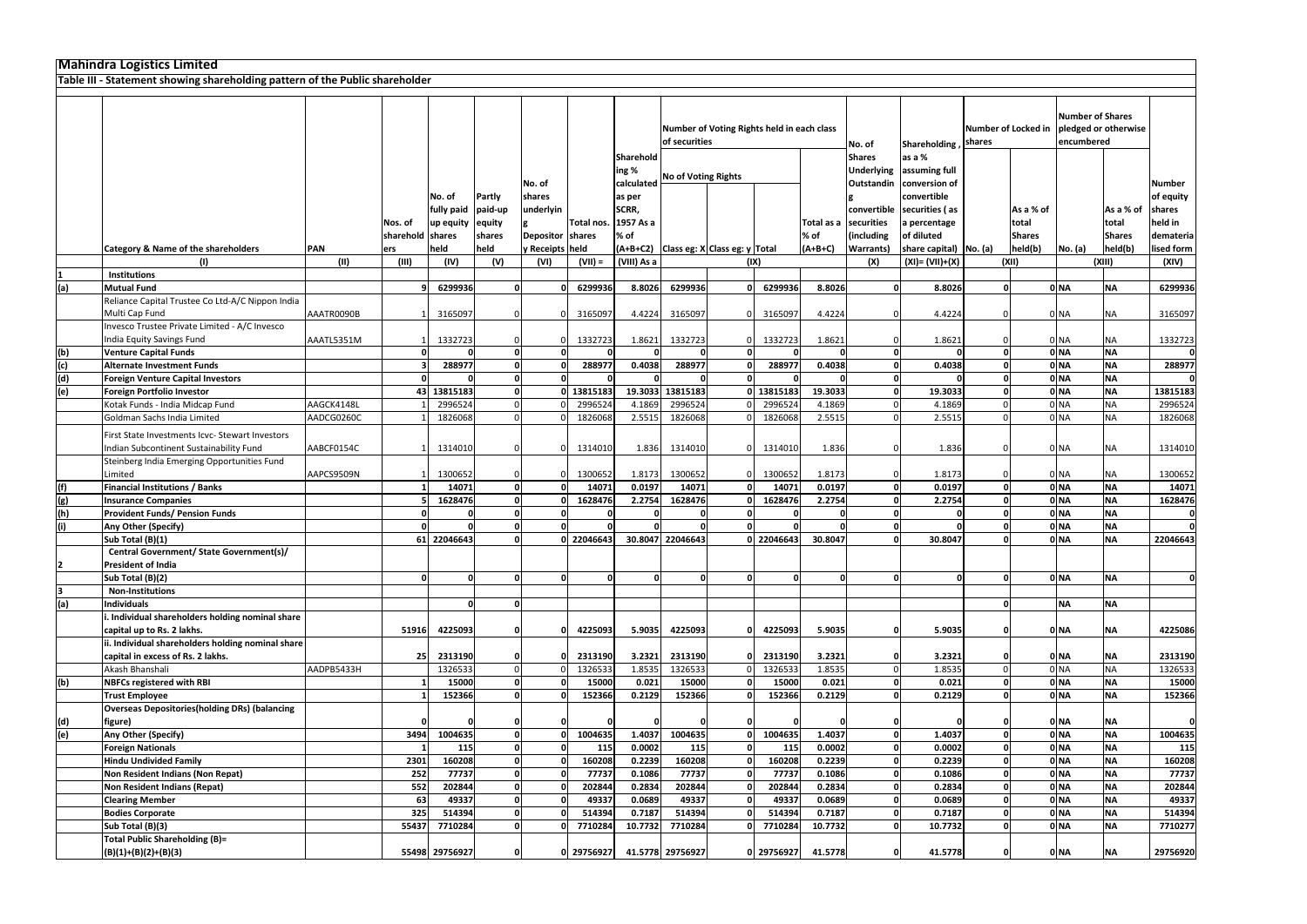# Mahindra Logistics Limited

## Table III - Statement showing shareholding pattern of the Public shareholder

| | Category & Name of the shareholders | PAN | Nos. of shareholders | No. of fully paid up equity shares held | Partly paid-up equity shares held | No. of shares underlying Depository Receipts | Total nos. shares held | Shareholding % calculated as per SCRR, 1957 As a % of (A+B+C2) | Number of Voting Rights held in each class of securities | | | | No. of Shares Underlying Outstanding convertible securities (including Warrants) | Shareholding , as a % assuming full conversion of convertible securities ( as a percentage of diluted share capital) | Number of Locked in shares | | Number of Shares pledged or otherwise encumbered | | Number of equity shares held in dematerialised form |
|---|---|---|---|---|---|---|---|---|---|---|---|---|---|---|---|---|---|---|---|
| | | | | | | | | | No of Voting Rights | | | Total as a % of (A+B+C) | | | No. (a) | As a % of total Shares held(b) | No. (a) | As a % of total Shares held(b) | |
| | | | | | | | | | Class eg: X | Class eg: y | Total | | | | | | | | |
| | (I) | (II) | (III) | (IV) | (V) | (VI) | (VII) = | (VIII) As a | (IX) | | | | (X) | (XI)= (VII)+(X) | (XII) | | (XIII) | | (XIV) |
| 1 | **Institutions** | | | | | | | | | | | | | | | | | | |
| (a) | **Mutual Fund** | | 9 | 6299936 | 0 | 0 | 6299936 | 8.8026 | 6299936 | 0 | 6299936 | 8.8026 | 0 | 8.8026 | 0 | 0 | NA | NA | 6299936 |
| | Reliance Capital Trustee Co Ltd-A/C Nippon India Multi Cap Fund | AAATR0090B | 1 | 3165097 | 0 | 0 | 3165097 | 4.4224 | 3165097 | 0 | 3165097 | 4.4224 | 0 | 4.4224 | 0 | 0 | NA | NA | 3165097 |
| | Invesco Trustee Private Limited - A/C Invesco India Equity Savings Fund | AAATL5351M | 1 | 1332723 | 0 | 0 | 1332723 | 1.8621 | 1332723 | 0 | 1332723 | 1.8621 | 0 | 1.8621 | 0 | 0 | NA | NA | 1332723 |
| (b) | **Venture Capital Funds** | | 0 | 0 | 0 | 0 | 0 | 0 | 0 | 0 | 0 | 0 | 0 | 0 | 0 | 0 | NA | NA | 0 |
| (c) | **Alternate Investment Funds** | | 3 | 288977 | 0 | 0 | 288977 | 0.4038 | 288977 | 0 | 288977 | 0.4038 | 0 | 0.4038 | 0 | 0 | NA | NA | 288977 |
| (d) | **Foreign Venture Capital Investors** | | 0 | 0 | 0 | 0 | 0 | 0 | 0 | 0 | 0 | 0 | 0 | 0 | 0 | 0 | NA | NA | 0 |
| (e) | **Foreign Portfolio Investor** | | 43 | 13815183 | 0 | 0 | 13815183 | 19.3033 | 13815183 | 0 | 13815183 | 19.3033 | 0 | 19.3033 | 0 | 0 | NA | NA | 13815183 |
| | Kotak Funds - India Midcap Fund | AAGCK4148L | 1 | 2996524 | 0 | 0 | 2996524 | 4.1869 | 2996524 | 0 | 2996524 | 4.1869 | 0 | 4.1869 | 0 | 0 | NA | NA | 2996524 |
| | Goldman Sachs India Limited | AADCG0260C | 1 | 1826068 | 0 | 0 | 1826068 | 2.5515 | 1826068 | 0 | 1826068 | 2.5515 | 0 | 2.5515 | 0 | 0 | NA | NA | 1826068 |
| | First State Investments Icvc- Stewart Investors Indian Subcontinent Sustainability Fund | AABCF0154C | 1 | 1314010 | 0 | 0 | 1314010 | 1.836 | 1314010 | 0 | 1314010 | 1.836 | 0 | 1.836 | 0 | 0 | NA | NA | 1314010 |
| | Steinberg India Emerging Opportunities Fund Limited | AAPCS9509N | 1 | 1300652 | 0 | 0 | 1300652 | 1.8173 | 1300652 | 0 | 1300652 | 1.8173 | 0 | 1.8173 | 0 | 0 | NA | NA | 1300652 |
| (f) | **Financial Institutions / Banks** | | 1 | 14071 | 0 | 0 | 14071 | 0.0197 | 14071 | 0 | 14071 | 0.0197 | 0 | 0.0197 | 0 | 0 | NA | NA | 14071 |
| (g) | **Insurance Companies** | | 5 | 1628476 | 0 | 0 | 1628476 | 2.2754 | 1628476 | 0 | 1628476 | 2.2754 | 0 | 2.2754 | 0 | 0 | NA | NA | 1628476 |
| (h) | **Provident Funds/ Pension Funds** | | 0 | 0 | 0 | 0 | 0 | 0 | 0 | 0 | 0 | 0 | 0 | 0 | 0 | 0 | NA | NA | 0 |
| (i) | **Any Other (Specify)** | | 0 | 0 | 0 | 0 | 0 | 0 | 0 | 0 | 0 | 0 | 0 | 0 | 0 | 0 | NA | NA | 0 |
| | **Sub Total (B)(1)** | | 61 | 22046643 | 0 | 0 | 22046643 | 30.8047 | 22046643 | 0 | 22046643 | 30.8047 | 0 | 30.8047 | 0 | 0 | NA | NA | 22046643 |
| 2 | **Central Government/ State Government(s)/ President of India** | | | | | | | | | | | | | | | | | | |
| | **Sub Total (B)(2)** | | 0 | 0 | 0 | 0 | 0 | 0 | 0 | 0 | 0 | 0 | 0 | 0 | 0 | 0 | NA | NA | 0 |
| 3 | **Non-Institutions** | | | | | | | | | | | | | | | | | | |
| (a) | **Individuals** | | | 0 | 0 | | | | | | | | | | 0 | | NA | NA | |
| | **i. Individual shareholders holding nominal share capital up to Rs. 2 lakhs.** | | 51916 | 4225093 | 0 | 0 | 4225093 | 5.9035 | 4225093 | 0 | 4225093 | 5.9035 | 0 | 5.9035 | 0 | 0 | NA | NA | 4225086 |
| | **ii. Individual shareholders holding nominal share capital in excess of Rs. 2 lakhs.** | | 25 | 2313190 | 0 | 0 | 2313190 | 3.2321 | 2313190 | 0 | 2313190 | 3.2321 | 0 | 3.2321 | 0 | 0 | NA | NA | 2313190 |
| | Akash Bhanshali | AADPB5433H | | 1326533 | 0 | 0 | 1326533 | 1.8535 | 1326533 | 0 | 1326533 | 1.8535 | 0 | 1.8535 | 0 | 0 | NA | NA | 1326533 |
| (b) | **NBFCs registered with RBI** | | 1 | 15000 | 0 | 0 | 15000 | 0.021 | 15000 | 0 | 15000 | 0.021 | 0 | 0.021 | 0 | 0 | NA | NA | 15000 |
| | **Trust Employee** | | 1 | 152366 | 0 | 0 | 152366 | 0.2129 | 152366 | 0 | 152366 | 0.2129 | 0 | 0.2129 | 0 | 0 | NA | NA | 152366 |
| (d) | **Overseas Depositories(holding DRs) (balancing figure)** | | 0 | 0 | 0 | 0 | 0 | 0 | 0 | 0 | 0 | 0 | 0 | 0 | 0 | 0 | NA | NA | 0 |
| (e) | **Any Other (Specify)** | | 3494 | 1004635 | 0 | 0 | 1004635 | 1.4037 | 1004635 | 0 | 1004635 | 1.4037 | 0 | 1.4037 | 0 | 0 | NA | NA | 1004635 |
| | **Foreign Nationals** | | 1 | 115 | 0 | 0 | 115 | 0.0002 | 115 | 0 | 115 | 0.0002 | 0 | 0.0002 | 0 | 0 | NA | NA | 115 |
| | **Hindu Undivided Family** | | 2301 | 160208 | 0 | 0 | 160208 | 0.2239 | 160208 | 0 | 160208 | 0.2239 | 0 | 0.2239 | 0 | 0 | NA | NA | 160208 |
| | **Non Resident Indians (Non Repat)** | | 252 | 77737 | 0 | 0 | 77737 | 0.1086 | 77737 | 0 | 77737 | 0.1086 | 0 | 0.1086 | 0 | 0 | NA | NA | 77737 |
| | **Non Resident Indians (Repat)** | | 552 | 202844 | 0 | 0 | 202844 | 0.2834 | 202844 | 0 | 202844 | 0.2834 | 0 | 0.2834 | 0 | 0 | NA | NA | 202844 |
| | **Clearing Member** | | 63 | 49337 | 0 | 0 | 49337 | 0.0689 | 49337 | 0 | 49337 | 0.0689 | 0 | 0.0689 | 0 | 0 | NA | NA | 49337 |
| | **Bodies Corporate** | | 325 | 514394 | 0 | 0 | 514394 | 0.7187 | 514394 | 0 | 514394 | 0.7187 | 0 | 0.7187 | 0 | 0 | NA | NA | 514394 |
| | **Sub Total (B)(3)** | | 55437 | 7710284 | 0 | 0 | 7710284 | 10.7732 | 7710284 | 0 | 7710284 | 10.7732 | 0 | 10.7732 | 0 | 0 | NA | NA | 7710277 |
| | **Total Public Shareholding (B)= (B)(1)+(B)(2)+(B)(3)** | | 55498 | 29756927 | 0 | 0 | 29756927 | 41.5778 | 29756927 | 0 | 29756927 | 41.5778 | 0 | 41.5778 | 0 | 0 | NA | NA | 29756920 |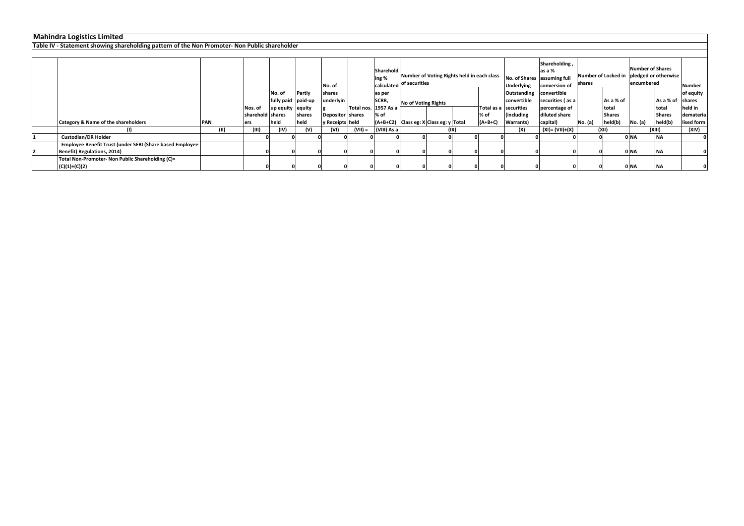# Mahindra Logistics Limited

## Table IV - Statement showing shareholding pattern of the Non Promoter- Non Public shareholder

| | Category & Name of the shareholders | PAN | Nos. of shareholders | No. of fully paid up equity shares held | Partly paid-up equity shares held | No. of shares underlying Depository Receipts | Total nos. shares held | Shareholding % calculated as per SCRR, 1957 As a % of (A+B+C2) | Number of Voting Rights held in each class of securities | | | | No. of Shares Underlying Outstanding convertible securities (including Warrants) | Shareholding , as a % assuming full conversion of convertible securities ( as a percentage of diluted share capital) | Number of Locked in shares | | Number of Shares pledged or otherwise encumbered | | Number of equity shares held in dematerialised form |
|---|---|---|---|---|---|---|---|---|---|---|---|---|---|---|---|---|---|---|---|
| | | | | | | | | | No of Voting Rights | | | Total as a % of (A+B+C) | | | No. (a) | As a % of total Shares held(b) | No. (a) | As a % of total Shares held(b) | |
| | | | | | | | | | Class eg: X | Class eg: y | Total | | | | | | | | |
| | (I) | (II) | (III) | (IV) | (V) | (VI) | (VII) = | (VIII) As a | (IX) | | | | (X) | (XI)= (VII)+(X) | (XII) | | (XIII) | | (XIV) |
| 1 | Custodian/DR Holder | | 0 | 0 | 0 | 0 | 0 | 0 | 0 | 0 | 0 | 0 | 0 | 0 | 0 | 0 | NA | NA | 0 |
| 2 | Employee Benefit Trust (under SEBI (Share based Employee Benefit) Regulations, 2014) | | 0 | 0 | 0 | 0 | 0 | 0 | 0 | 0 | 0 | 0 | 0 | 0 | 0 | 0 | NA | NA | 0 |
| | Total Non-Promoter- Non Public Shareholding (C)= (C)(1)+(C)(2) | | 0 | 0 | 0 | 0 | 0 | 0 | 0 | 0 | 0 | 0 | 0 | 0 | 0 | 0 | NA | NA | 0 |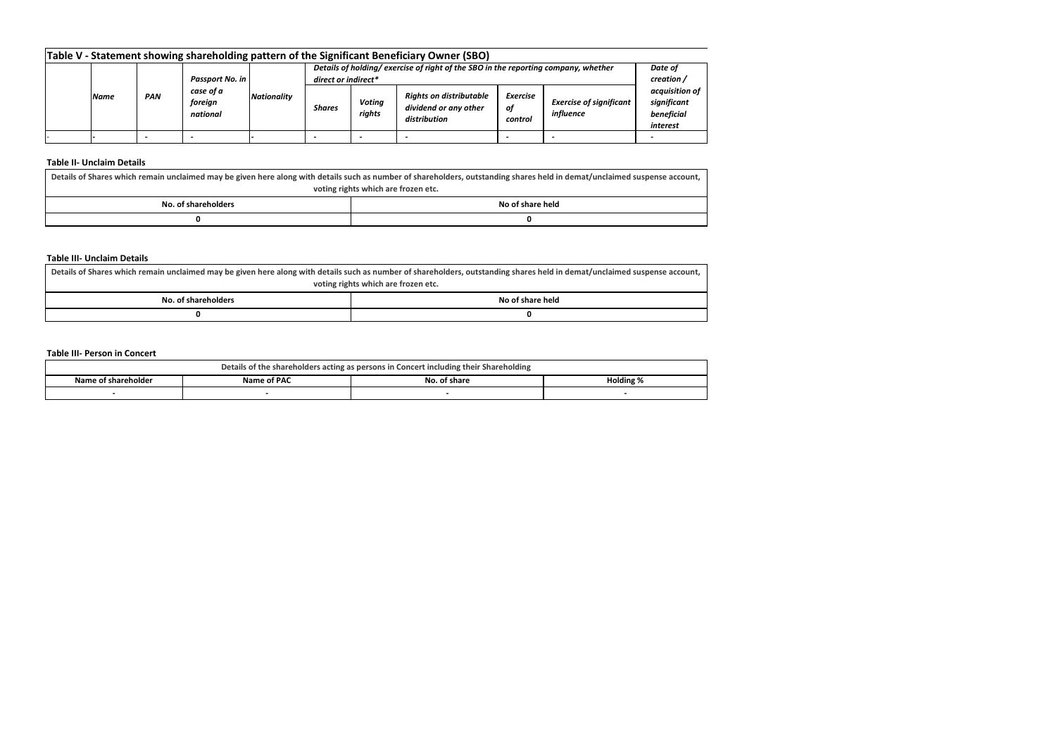## Table V - Statement showing shareholding pattern of the Significant Beneficiary Owner (SBO)

| | *Name* | *PAN* | *Passport No. in case of a foreign national* | *Nationality* | *Details of holding/ exercise of right of the SBO in the reporting company, whether direct or indirect** | | | | | *Date of creation / acquisition of significant beneficial interest* |
|---|---|---|---|---|---|---|---|---|---|---|
| | | | | | *Shares* | *Voting rights* | *Rights on distributable dividend or any other distribution* | *Exercise of control* | *Exercise of significant influence* | |
| - | - | - | - | - | - | - | - | - | - | - |

**Table II- Unclaim Details**

| Details of Shares which remain unclaimed may be given here along with details such as number of shareholders, outstanding shares held in demat/unclaimed suspense account, voting rights which are frozen etc. | |
|---|---|
| **No. of shareholders** | **No of share held** |
| **0** | **0** |

**Table III- Unclaim Details**

| Details of Shares which remain unclaimed may be given here along with details such as number of shareholders, outstanding shares held in demat/unclaimed suspense account, voting rights which are frozen etc. | |
|---|---|
| **No. of shareholders** | **No of share held** |
| **0** | **0** |

**Table III- Person in Concert**

| Details of the shareholders acting as persons in Concert including their Shareholding | | | |
|---|---|---|---|
| **Name of shareholder** | **Name of PAC** | **No. of share** | **Holding %** |
| - | - | - | - |